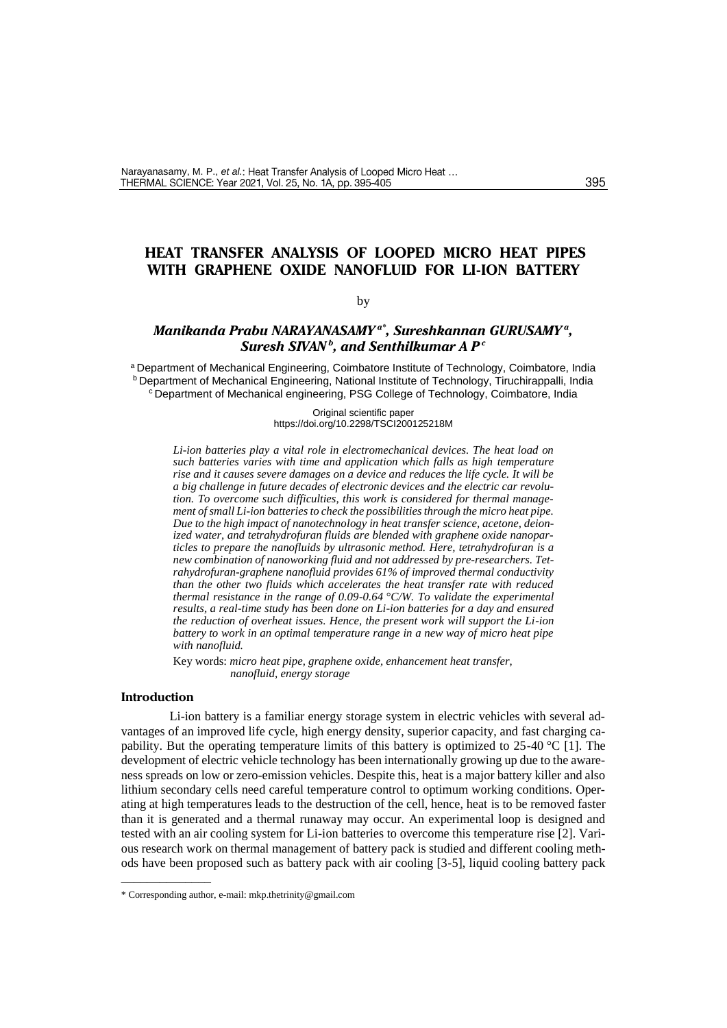# HEAT TRANSFER ANALYSIS OF LOOPED MICRO HEAT PIPES WITH GRAPHENE OXIDE NANOFLUID FOR LI-ION BATTERY

by

***Manikanda Prabu NARAYANASAMY*** [a*]***, Sureshkannan GURUSAMY*** [a]***, Suresh SIVAN*** [b]***, and Senthilkumar A P*** [c]

[a] Department of Mechanical Engineering, Coimbatore Institute of Technology, Coimbatore, India
[b] Department of Mechanical Engineering, National Institute of Technology, Tiruchirappalli, India
[c] Department of Mechanical engineering, PSG College of Technology, Coimbatore, India

Original scientific paper
https://doi.org/10.2298/TSCI200125218M

*Li-ion batteries play a vital role in electromechanical devices. The heat load on such batteries varies with time and application which falls as high temperature rise and it causes severe damages on a device and reduces the life cycle. It will be a big challenge in future decades of electronic devices and the electric car revolution. To overcome such difficulties, this work is considered for thermal management of small Li-ion batteries to check the possibilities through the micro heat pipe. Due to the high impact of nanotechnology in heat transfer science, acetone, deionized water, and tetrahydrofuran fluids are blended with graphene oxide nanoparticles to prepare the nanofluids by ultrasonic method. Here, tetrahydrofuran is a new combination of nanoworking fluid and not addressed by pre-researchers. Tetrahydrofuran-graphene nanofluid provides 61% of improved thermal conductivity than the other two fluids which accelerates the heat transfer rate with reduced thermal resistance in the range of 0.09-0.64 °C/W. To validate the experimental results, a real-time study has been done on Li-ion batteries for a day and ensured the reduction of overheat issues. Hence, the present work will support the Li-ion battery to work in an optimal temperature range in a new way of micro heat pipe with nanofluid.*

Key words: *micro heat pipe, graphene oxide, enhancement heat transfer, nanofluid, energy storage*

## Introduction

Li-ion battery is a familiar energy storage system in electric vehicles with several advantages of an improved life cycle, high energy density, superior capacity, and fast charging capability. But the operating temperature limits of this battery is optimized to 25-40 °C [1]. The development of electric vehicle technology has been internationally growing up due to the awareness spreads on low or zero-emission vehicles. Despite this, heat is a major battery killer and also lithium secondary cells need careful temperature control to optimum working conditions. Operating at high temperatures leads to the destruction of the cell, hence, heat is to be removed faster than it is generated and a thermal runaway may occur. An experimental loop is designed and tested with an air cooling system for Li-ion batteries to overcome this temperature rise [2]. Various research work on thermal management of battery pack is studied and different cooling methods have been proposed such as battery pack with air cooling [3-5], liquid cooling battery pack

\* Corresponding author, e-mail: mkp.thetrinity@gmail.com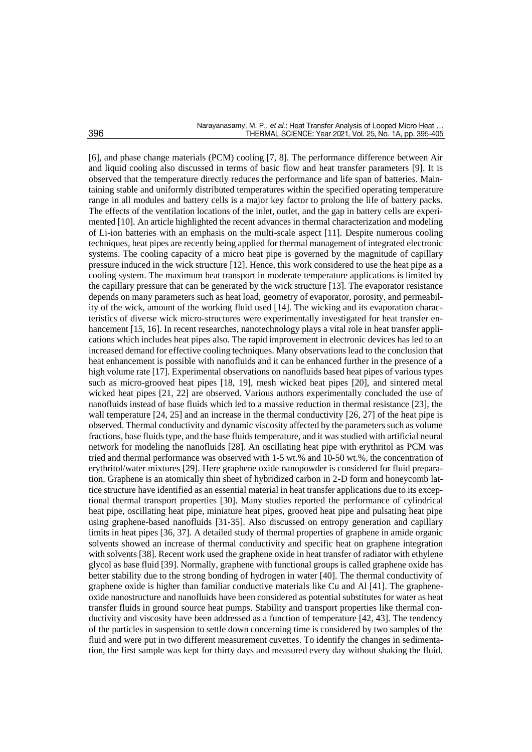[6], and phase change materials (PCM) cooling [7, 8]. The performance difference between Air and liquid cooling also discussed in terms of basic flow and heat transfer parameters [9]. It is observed that the temperature directly reduces the performance and life span of batteries. Maintaining stable and uniformly distributed temperatures within the specified operating temperature range in all modules and battery cells is a major key factor to prolong the life of battery packs. The effects of the ventilation locations of the inlet, outlet, and the gap in battery cells are experimented [10]. An article highlighted the recent advances in thermal characterization and modeling of Li-ion batteries with an emphasis on the multi-scale aspect [11]. Despite numerous cooling techniques, heat pipes are recently being applied for thermal management of integrated electronic systems. The cooling capacity of a micro heat pipe is governed by the magnitude of capillary pressure induced in the wick structure [12]. Hence, this work considered to use the heat pipe as a cooling system. The maximum heat transport in moderate temperature applications is limited by the capillary pressure that can be generated by the wick structure [13]. The evaporator resistance depends on many parameters such as heat load, geometry of evaporator, porosity, and permeability of the wick, amount of the working fluid used [14]. The wicking and its evaporation characteristics of diverse wick micro-structures were experimentally investigated for heat transfer enhancement [15, 16]. In recent researches, nanotechnology plays a vital role in heat transfer applications which includes heat pipes also. The rapid improvement in electronic devices has led to an increased demand for effective cooling techniques. Many observations lead to the conclusion that heat enhancement is possible with nanofluids and it can be enhanced further in the presence of a high volume rate [17]. Experimental observations on nanofluids based heat pipes of various types such as micro-grooved heat pipes [18, 19], mesh wicked heat pipes [20], and sintered metal wicked heat pipes [21, 22] are observed. Various authors experimentally concluded the use of nanofluids instead of base fluids which led to a massive reduction in thermal resistance [23], the wall temperature [24, 25] and an increase in the thermal conductivity [26, 27] of the heat pipe is observed. Thermal conductivity and dynamic viscosity affected by the parameters such as volume fractions, base fluids type, and the base fluids temperature, and it was studied with artificial neural network for modeling the nanofluids [28]. An oscillating heat pipe with erythritol as PCM was tried and thermal performance was observed with 1-5 wt.% and 10-50 wt.%, the concentration of erythritol/water mixtures [29]. Here graphene oxide nanopowder is considered for fluid preparation. Graphene is an atomically thin sheet of hybridized carbon in 2-D form and honeycomb lattice structure have identified as an essential material in heat transfer applications due to its exceptional thermal transport properties [30]. Many studies reported the performance of cylindrical heat pipe, oscillating heat pipe, miniature heat pipes, grooved heat pipe and pulsating heat pipe using graphene-based nanofluids [31-35]. Also discussed on entropy generation and capillary limits in heat pipes [36, 37]. A detailed study of thermal properties of graphene in amide organic solvents showed an increase of thermal conductivity and specific heat on graphene integration with solvents [38]. Recent work used the graphene oxide in heat transfer of radiator with ethylene glycol as base fluid [39]. Normally, graphene with functional groups is called graphene oxide has better stability due to the strong bonding of hydrogen in water [40]. The thermal conductivity of graphene oxide is higher than familiar conductive materials like Cu and Al [41]. The graphene-oxide nanostructure and nanofluids have been considered as potential substitutes for water as heat transfer fluids in ground source heat pumps. Stability and transport properties like thermal conductivity and viscosity have been addressed as a function of temperature [42, 43]. The tendency of the particles in suspension to settle down concerning time is considered by two samples of the fluid and were put in two different measurement cuvettes. To identify the changes in sedimentation, the first sample was kept for thirty days and measured every day without shaking the fluid.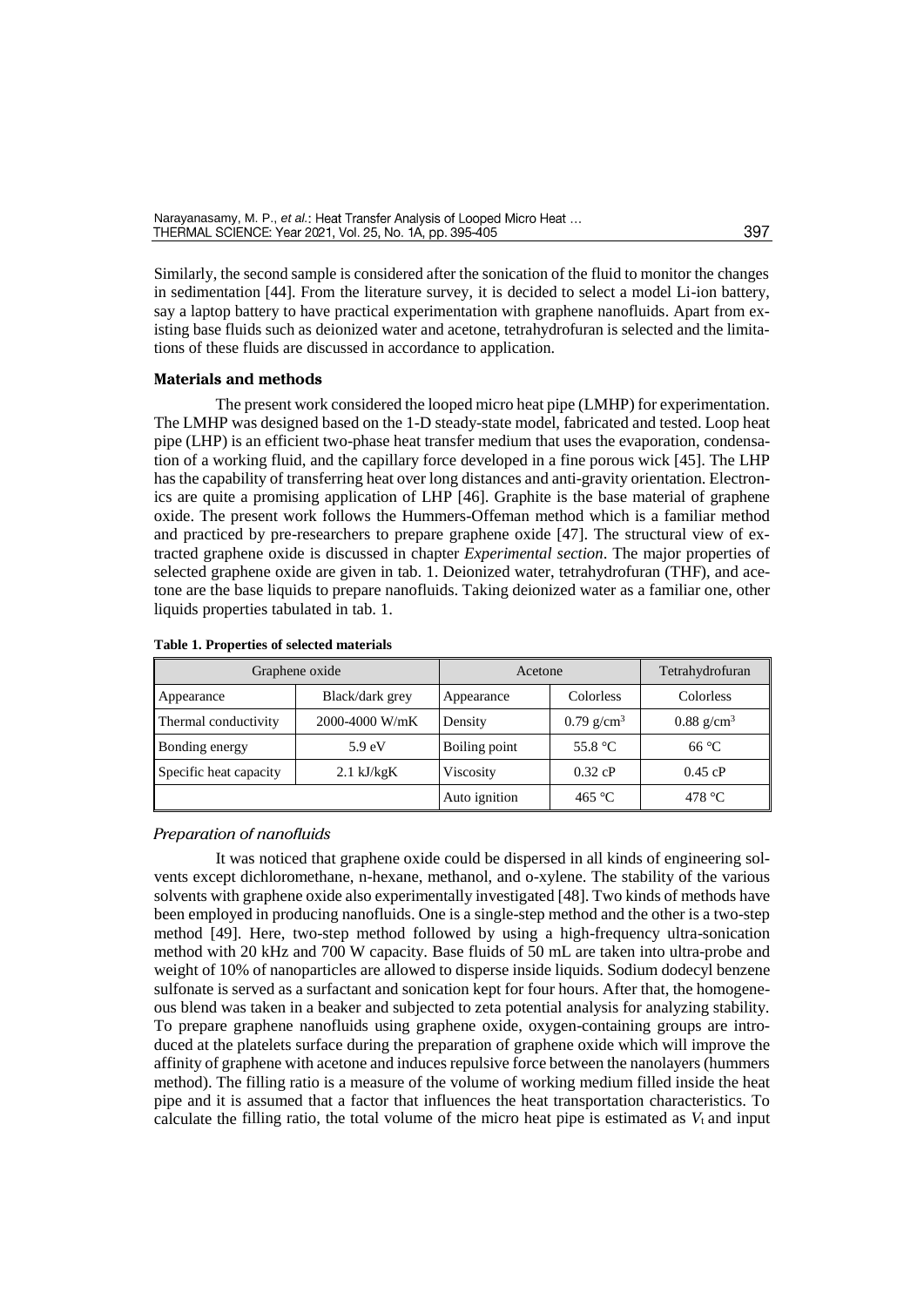Similarly, the second sample is considered after the sonication of the fluid to monitor the changes in sedimentation [44]. From the literature survey, it is decided to select a model Li-ion battery, say a laptop battery to have practical experimentation with graphene nanofluids. Apart from existing base fluids such as deionized water and acetone, tetrahydrofuran is selected and the limitations of these fluids are discussed in accordance to application.

## Materials and methods

The present work considered the looped micro heat pipe (LMHP) for experimentation. The LMHP was designed based on the 1-D steady-state model, fabricated and tested. Loop heat pipe (LHP) is an efficient two-phase heat transfer medium that uses the evaporation, condensation of a working fluid, and the capillary force developed in a fine porous wick [45]. The LHP has the capability of transferring heat over long distances and anti-gravity orientation. Electronics are quite a promising application of LHP [46]. Graphite is the base material of graphene oxide. The present work follows the Hummers-Offeman method which is a familiar method and practiced by pre-researchers to prepare graphene oxide [47]. The structural view of extracted graphene oxide is discussed in chapter *Experimental section*. The major properties of selected graphene oxide are given in tab. 1. Deionized water, tetrahydrofuran (THF), and acetone are the base liquids to prepare nanofluids. Taking deionized water as a familiar one, other liquids properties tabulated in tab. 1.

**Table 1. Properties of selected materials**

| Graphene oxide | | Acetone | | Tetrahydrofuran |
|---|---|---|---|---|
| Appearance | Black/dark grey | Appearance | Colorless | Colorless |
| Thermal conductivity | 2000-4000 W/mK | Density | 0.79 g/cm$^3$ | 0.88 g/cm$^3$ |
| Bonding energy | 5.9 eV | Boiling point | 55.8 °C | 66 °C |
| Specific heat capacity | 2.1 kJ/kgK | Viscosity | 0.32 cP | 0.45 cP |
| | | Auto ignition | 465 °C | 478 °C |

### *Preparation of nanofluids*

It was noticed that graphene oxide could be dispersed in all kinds of engineering solvents except dichloromethane, n-hexane, methanol, and o-xylene. The stability of the various solvents with graphene oxide also experimentally investigated [48]. Two kinds of methods have been employed in producing nanofluids. One is a single-step method and the other is a two-step method [49]. Here, two-step method followed by using a high-frequency ultra-sonication method with 20 kHz and 700 W capacity. Base fluids of 50 mL are taken into ultra-probe and weight of 10% of nanoparticles are allowed to disperse inside liquids. Sodium dodecyl benzene sulfonate is served as a surfactant and sonication kept for four hours. After that, the homogeneous blend was taken in a beaker and subjected to zeta potential analysis for analyzing stability. To prepare graphene nanofluids using graphene oxide, oxygen-containing groups are introduced at the platelets surface during the preparation of graphene oxide which will improve the affinity of graphene with acetone and induces repulsive force between the nanolayers (hummers method). The filling ratio is a measure of the volume of working medium filled inside the heat pipe and it is assumed that a factor that influences the heat transportation characteristics. To calculate the filling ratio, the total volume of the micro heat pipe is estimated as $V_t$ and input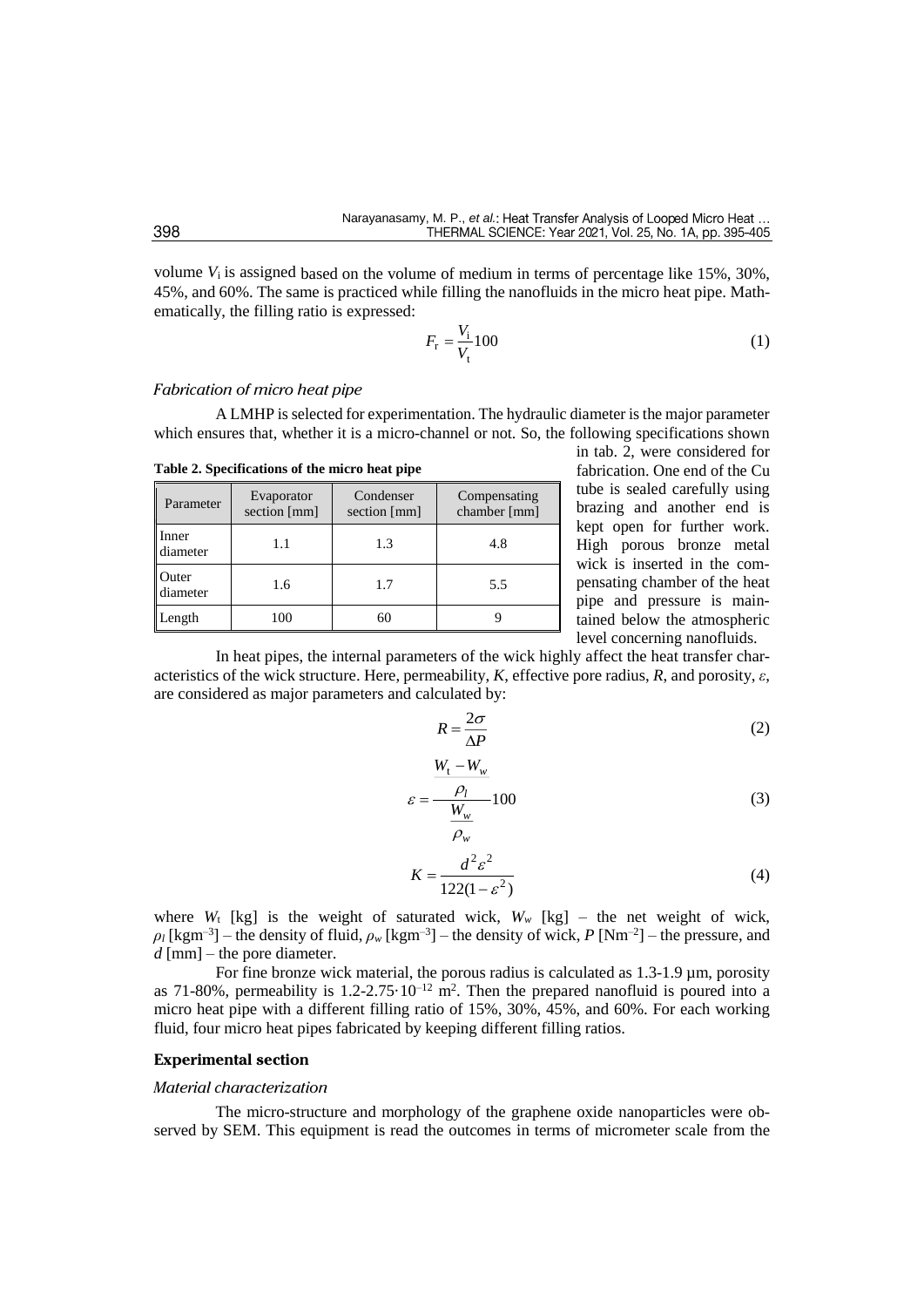volume $V_i$ is assigned based on the volume of medium in terms of percentage like 15%, 30%, 45%, and 60%. The same is practiced while filling the nanofluids in the micro heat pipe. Mathematically, the filling ratio is expressed:

$$F_r = \frac{V_i}{V_t} 100 \tag{1}$$

### *Fabrication of micro heat pipe*

A LMHP is selected for experimentation. The hydraulic diameter is the major parameter which ensures that, whether it is a micro-channel or not. So, the following specifications shown in tab. 2, were considered for fabrication. One end of the Cu tube is sealed carefully using brazing and another end is kept open for further work. High porous bronze metal wick is inserted in the compensating chamber of the heat pipe and pressure is maintained below the atmospheric level concerning nanofluids.

**Table 2. Specifications of the micro heat pipe**

| Parameter | Evaporator section [mm] | Condenser section [mm] | Compensating chamber [mm] |
|---|---|---|---|
| Inner diameter | 1.1 | 1.3 | 4.8 |
| Outer diameter | 1.6 | 1.7 | 5.5 |
| Length | 100 | 60 | 9 |

In heat pipes, the internal parameters of the wick highly affect the heat transfer characteristics of the wick structure. Here, permeability, $K$, effective pore radius, $R$, and porosity, $\varepsilon$, are considered as major parameters and calculated by:

$$R = \frac{2\sigma}{\Delta P} \tag{2}$$

$$\varepsilon = \frac{\dfrac{W_t - W_w}{\rho_l}}{\dfrac{W_w}{\rho_w}} 100 \tag{3}$$

$$K = \frac{d^2 \varepsilon^2}{122(1-\varepsilon^2)} \tag{4}$$

where $W_t$ [kg] is the weight of saturated wick, $W_w$ [kg] – the net weight of wick, $\rho_l$ [kgm$^{-3}$] – the density of fluid, $\rho_w$ [kgm$^{-3}$] – the density of wick, $P$ [Nm$^{-2}$] – the pressure, and $d$ [mm] – the pore diameter.

For fine bronze wick material, the porous radius is calculated as 1.3-1.9 μm, porosity as 71-80%, permeability is $1.2\text{-}2.75 \cdot 10^{-12}$ m$^2$. Then the prepared nanofluid is poured into a micro heat pipe with a different filling ratio of 15%, 30%, 45%, and 60%. For each working fluid, four micro heat pipes fabricated by keeping different filling ratios.

## Experimental section

### *Material characterization*

The micro-structure and morphology of the graphene oxide nanoparticles were observed by SEM. This equipment is read the outcomes in terms of micrometer scale from the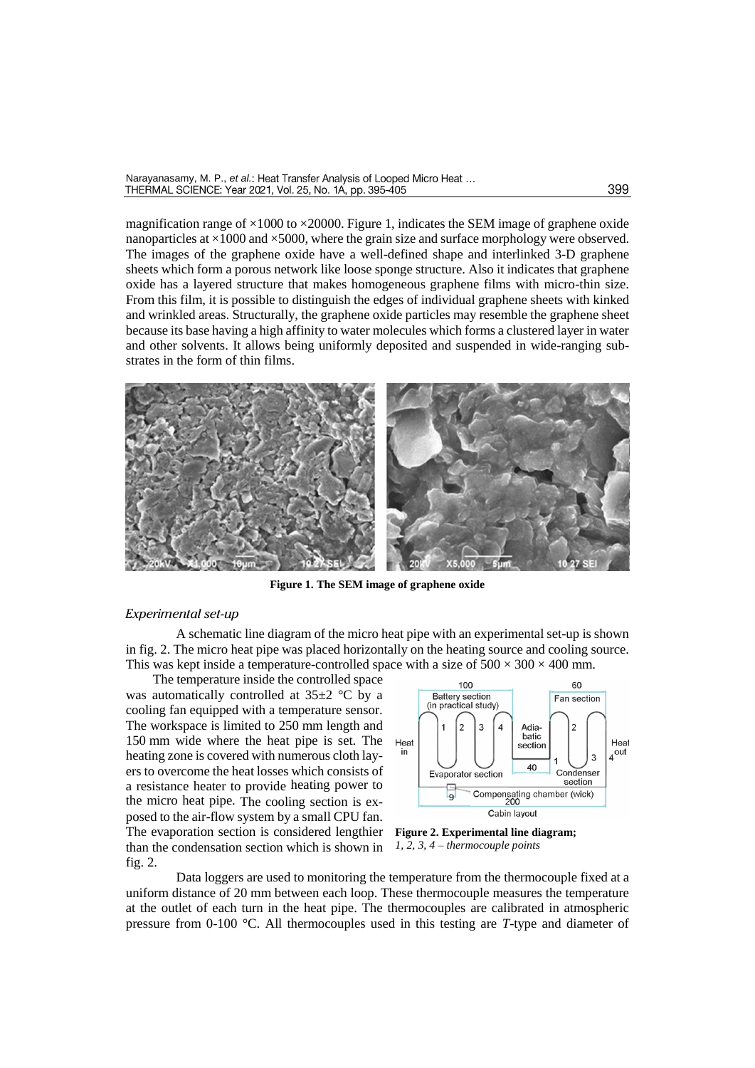magnification range of ×1000 to ×20000. Figure 1, indicates the SEM image of graphene oxide nanoparticles at ×1000 and ×5000, where the grain size and surface morphology were observed. The images of the graphene oxide have a well-defined shape and interlinked 3-D graphene sheets which form a porous network like loose sponge structure. Also it indicates that graphene oxide has a layered structure that makes homogeneous graphene films with micro-thin size. From this film, it is possible to distinguish the edges of individual graphene sheets with kinked and wrinkled areas. Structurally, the graphene oxide particles may resemble the graphene sheet because its base having a high affinity to water molecules which forms a clustered layer in water and other solvents. It allows being uniformly deposited and suspended in wide-ranging substrates in the form of thin films.

**Figure 1. The SEM image of graphene oxide**

### *Experimental set-up*

A schematic line diagram of the micro heat pipe with an experimental set-up is shown in fig. 2. The micro heat pipe was placed horizontally on the heating source and cooling source. This was kept inside a temperature-controlled space with a size of 500 × 300 × 400 mm.

The temperature inside the controlled space was automatically controlled at 35±2 °C by a cooling fan equipped with a temperature sensor. The workspace is limited to 250 mm length and 150 mm wide where the heat pipe is set. The heating zone is covered with numerous cloth layers to overcome the heat losses which consists of a resistance heater to provide heating power to the micro heat pipe. The cooling section is exposed to the air-flow system by a small CPU fan. The evaporation section is considered lengthier than the condensation section which is shown in fig. 2.

**Figure 2. Experimental line diagram;** *1, 2, 3, 4 – thermocouple points*

Data loggers are used to monitoring the temperature from the thermocouple fixed at a uniform distance of 20 mm between each loop. These thermocouple measures the temperature at the outlet of each turn in the heat pipe. The thermocouples are calibrated in atmospheric pressure from 0-100 °C. All thermocouples used in this testing are *T*-type and diameter of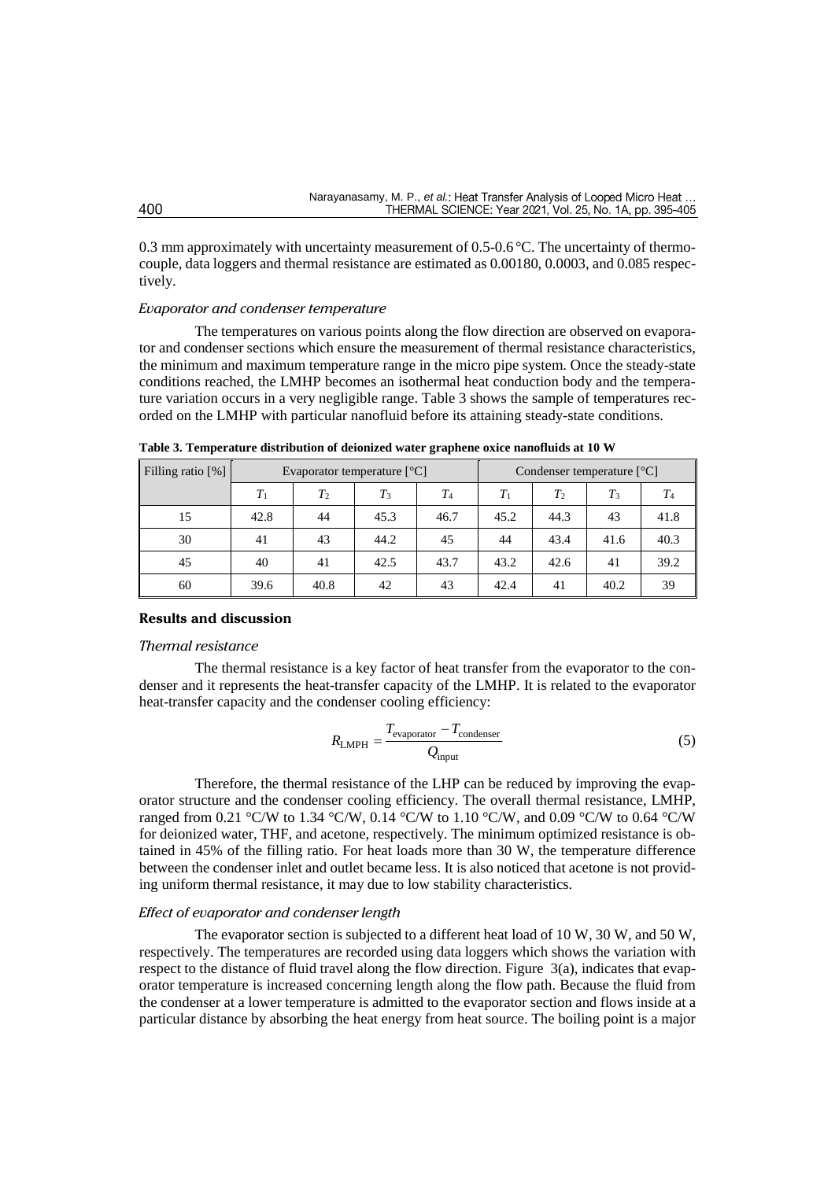0.3 mm approximately with uncertainty measurement of 0.5-0.6 °C. The uncertainty of thermocouple, data loggers and thermal resistance are estimated as 0.00180, 0.0003, and 0.085 respectively.

### *Evaporator and condenser temperature*

The temperatures on various points along the flow direction are observed on evaporator and condenser sections which ensure the measurement of thermal resistance characteristics, the minimum and maximum temperature range in the micro pipe system. Once the steady-state conditions reached, the LMHP becomes an isothermal heat conduction body and the temperature variation occurs in a very negligible range. Table 3 shows the sample of temperatures recorded on the LMHP with particular nanofluid before its attaining steady-state conditions.

**Table 3. Temperature distribution of deionized water graphene oxice nanofluids at 10 W**

| Filling ratio [%] | Evaporator temperature [°C] | | | | Condenser temperature [°C] | | | |
|---|---|---|---|---|---|---|---|---|
| | $T_1$ | $T_2$ | $T_3$ | $T_4$ | $T_1$ | $T_2$ | $T_3$ | $T_4$ |
| 15 | 42.8 | 44 | 45.3 | 46.7 | 45.2 | 44.3 | 43 | 41.8 |
| 30 | 41 | 43 | 44.2 | 45 | 44 | 43.4 | 41.6 | 40.3 |
| 45 | 40 | 41 | 42.5 | 43.7 | 43.2 | 42.6 | 41 | 39.2 |
| 60 | 39.6 | 40.8 | 42 | 43 | 42.4 | 41 | 40.2 | 39 |

## Results and discussion

### *Thermal resistance*

The thermal resistance is a key factor of heat transfer from the evaporator to the condenser and it represents the heat-transfer capacity of the LMHP. It is related to the evaporator heat-transfer capacity and the condenser cooling efficiency:

$$R_{\text{LMPH}} = \frac{T_{\text{evaporator}} - T_{\text{condenser}}}{Q_{\text{input}}} \tag{5}$$

Therefore, the thermal resistance of the LHP can be reduced by improving the evaporator structure and the condenser cooling efficiency. The overall thermal resistance, LMHP, ranged from 0.21 °C/W to 1.34 °C/W, 0.14 °C/W to 1.10 °C/W, and 0.09 °C/W to 0.64 °C/W for deionized water, THF, and acetone, respectively. The minimum optimized resistance is obtained in 45% of the filling ratio. For heat loads more than 30 W, the temperature difference between the condenser inlet and outlet became less. It is also noticed that acetone is not providing uniform thermal resistance, it may due to low stability characteristics.

### *Effect of evaporator and condenser length*

The evaporator section is subjected to a different heat load of 10 W, 30 W, and 50 W, respectively. The temperatures are recorded using data loggers which shows the variation with respect to the distance of fluid travel along the flow direction. Figure 3(a), indicates that evaporator temperature is increased concerning length along the flow path. Because the fluid from the condenser at a lower temperature is admitted to the evaporator section and flows inside at a particular distance by absorbing the heat energy from heat source. The boiling point is a major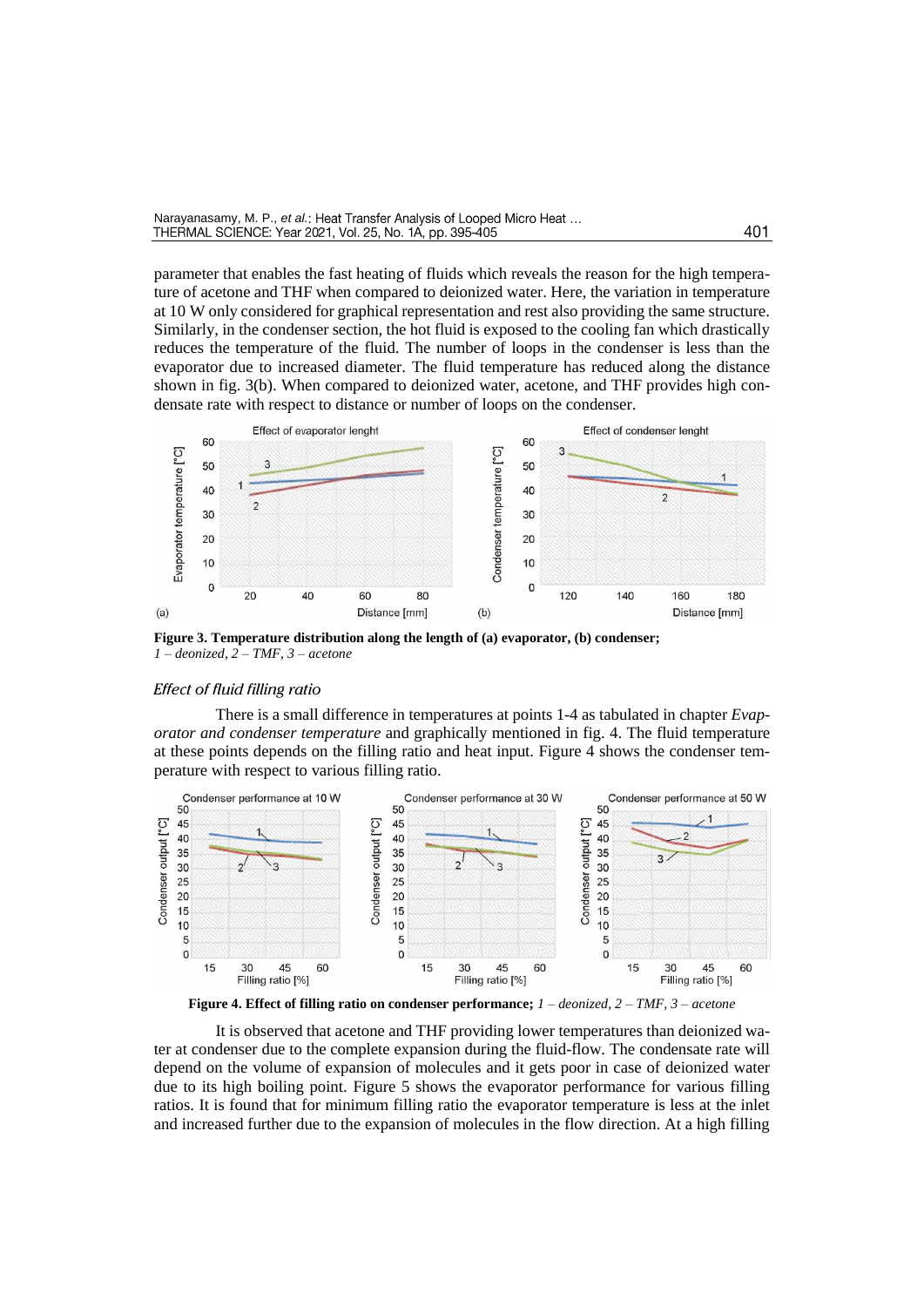parameter that enables the fast heating of fluids which reveals the reason for the high temperature of acetone and THF when compared to deionized water. Here, the variation in temperature at 10 W only considered for graphical representation and rest also providing the same structure. Similarly, in the condenser section, the hot fluid is exposed to the cooling fan which drastically reduces the temperature of the fluid. The number of loops in the condenser is less than the evaporator due to increased diameter. The fluid temperature has reduced along the distance shown in fig. 3(b). When compared to deionized water, acetone, and THF provides high condensate rate with respect to distance or number of loops on the condenser.

**Figure 3. Temperature distribution along the length of (a) evaporator, (b) condenser;** *1 – deonized, 2 – TMF, 3 – acetone*

### *Effect of fluid filling ratio*

There is a small difference in temperatures at points 1-4 as tabulated in chapter *Evaporator and condenser temperature* and graphically mentioned in fig. 4. The fluid temperature at these points depends on the filling ratio and heat input. Figure 4 shows the condenser temperature with respect to various filling ratio.

**Figure 4. Effect of filling ratio on condenser performance;** *1 – deonized, 2 – TMF, 3 – acetone*

It is observed that acetone and THF providing lower temperatures than deionized water at condenser due to the complete expansion during the fluid-flow. The condensate rate will depend on the volume of expansion of molecules and it gets poor in case of deionized water due to its high boiling point. Figure 5 shows the evaporator performance for various filling ratios. It is found that for minimum filling ratio the evaporator temperature is less at the inlet and increased further due to the expansion of molecules in the flow direction. At a high filling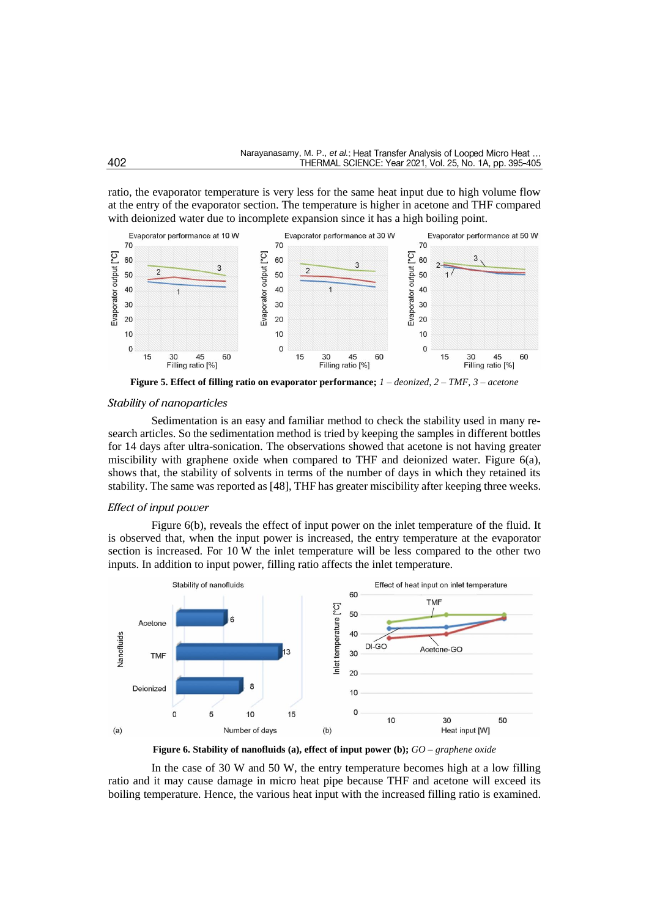ratio, the evaporator temperature is very less for the same heat input due to high volume flow at the entry of the evaporator section. The temperature is higher in acetone and THF compared with deionized water due to incomplete expansion since it has a high boiling point.

**Figure 5. Effect of filling ratio on evaporator performance;** *1 – deonized, 2 – TMF, 3 – acetone*

### *Stability of nanoparticles*

Sedimentation is an easy and familiar method to check the stability used in many research articles. So the sedimentation method is tried by keeping the samples in different bottles for 14 days after ultra-sonication. The observations showed that acetone is not having greater miscibility with graphene oxide when compared to THF and deionized water. Figure 6(a), shows that, the stability of solvents in terms of the number of days in which they retained its stability. The same was reported as [48], THF has greater miscibility after keeping three weeks.

### *Effect of input power*

Figure 6(b), reveals the effect of input power on the inlet temperature of the fluid. It is observed that, when the input power is increased, the entry temperature at the evaporator section is increased. For 10 W the inlet temperature will be less compared to the other two inputs. In addition to input power, filling ratio affects the inlet temperature.

**Figure 6. Stability of nanofluids (a), effect of input power (b);** *GO – graphene oxide*

In the case of 30 W and 50 W, the entry temperature becomes high at a low filling ratio and it may cause damage in micro heat pipe because THF and acetone will exceed its boiling temperature. Hence, the various heat input with the increased filling ratio is examined.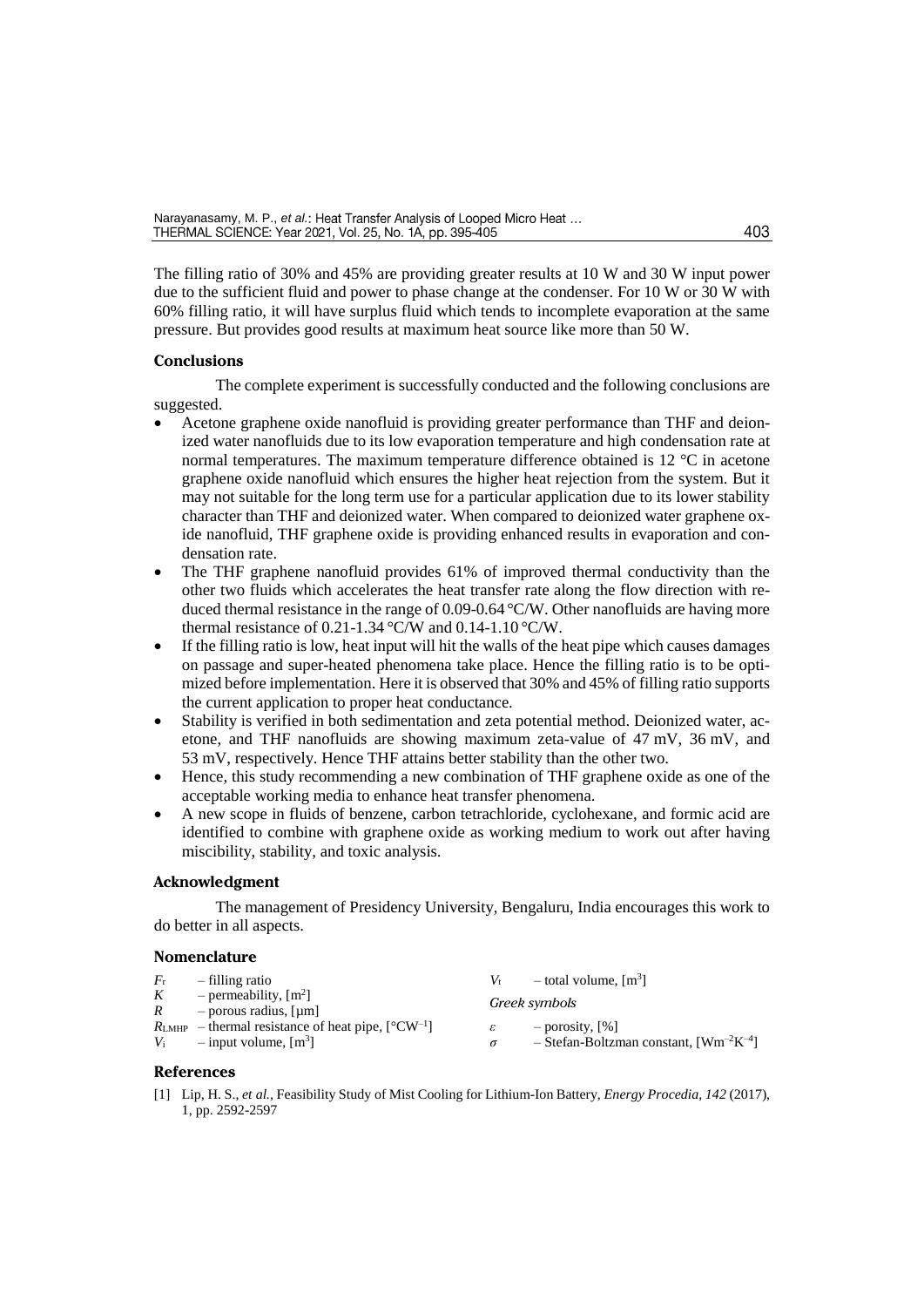The filling ratio of 30% and 45% are providing greater results at 10 W and 30 W input power due to the sufficient fluid and power to phase change at the condenser. For 10 W or 30 W with 60% filling ratio, it will have surplus fluid which tends to incomplete evaporation at the same pressure. But provides good results at maximum heat source like more than 50 W.

## Conclusions

The complete experiment is successfully conducted and the following conclusions are suggested.

- Acetone graphene oxide nanofluid is providing greater performance than THF and deionized water nanofluids due to its low evaporation temperature and high condensation rate at normal temperatures. The maximum temperature difference obtained is 12 °C in acetone graphene oxide nanofluid which ensures the higher heat rejection from the system. But it may not suitable for the long term use for a particular application due to its lower stability character than THF and deionized water. When compared to deionized water graphene oxide nanofluid, THF graphene oxide is providing enhanced results in evaporation and condensation rate.
- The THF graphene nanofluid provides 61% of improved thermal conductivity than the other two fluids which accelerates the heat transfer rate along the flow direction with reduced thermal resistance in the range of 0.09-0.64 °C/W. Other nanofluids are having more thermal resistance of 0.21-1.34 °C/W and 0.14-1.10 °C/W.
- If the filling ratio is low, heat input will hit the walls of the heat pipe which causes damages on passage and super-heated phenomena take place. Hence the filling ratio is to be optimized before implementation. Here it is observed that 30% and 45% of filling ratio supports the current application to proper heat conductance.
- Stability is verified in both sedimentation and zeta potential method. Deionized water, acetone, and THF nanofluids are showing maximum zeta-value of 47 mV, 36 mV, and 53 mV, respectively. Hence THF attains better stability than the other two.
- Hence, this study recommending a new combination of THF graphene oxide as one of the acceptable working media to enhance heat transfer phenomena.
- A new scope in fluids of benzene, carbon tetrachloride, cyclohexane, and formic acid are identified to combine with graphene oxide as working medium to work out after having miscibility, stability, and toxic analysis.

## Acknowledgment

The management of Presidency University, Bengaluru, India encourages this work to do better in all aspects.

## Nomenclature

$F_r$ – filling ratio
$K$ – permeability, [$m^2$]
$R$ – porous radius, [μm]
$R_{LMHP}$ – thermal resistance of heat pipe, [°C$W^{-1}$]
$V_i$ – input volume, [$m^3$]
$V_t$ – total volume, [$m^3$]

*Greek symbols*

$\varepsilon$ – porosity, [%]
$\sigma$ – Stefan-Boltzman constant, [$Wm^{-2}K^{-4}$]

## References

[1] Lip, H. S., *et al.*, Feasibility Study of Mist Cooling for Lithium-Ion Battery, *Energy Procedia, 142* (2017), 1, pp. 2592-2597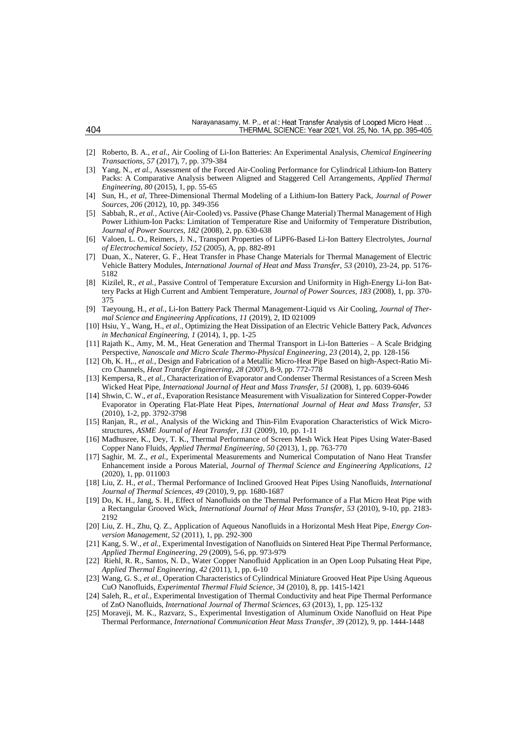[2] Roberto, B. A., *et al.*, Air Cooling of Li-Ion Batteries: An Experimental Analysis, *Chemical Engineering Transactions, 57* (2017), 7, pp. 379-384

[3] Yang, N., *et al.*, Assessment of the Forced Air-Cooling Performance for Cylindrical Lithium-Ion Battery Packs: A Comparative Analysis between Aligned and Staggered Cell Arrangements, *Applied Thermal Engineering, 80* (2015), 1, pp. 55-65

[4] Sun, H., *et al*, Three-Dimensional Thermal Modeling of a Lithium-Ion Battery Pack, *Journal of Power Sources, 206* (2012), 10, pp. 349-356

[5] Sabbah, R., *et al.*, Active (Air-Cooled) vs. Passive (Phase Change Material) Thermal Management of High Power Lithium-Ion Packs: Limitation of Temperature Rise and Uniformity of Temperature Distribution, *Journal of Power Sources, 182* (2008), 2, pp. 630-638

[6] Valoen, L. O., Reimers, J. N., Transport Properties of LiPF6-Based Li-Ion Battery Electrolytes, *Journal of Electrochemical Society, 152* (2005), A, pp. 882-891

[7] Duan, X., Naterer, G. F., Heat Transfer in Phase Change Materials for Thermal Management of Electric Vehicle Battery Modules, *International Journal of Heat and Mass Transfer, 53* (2010), 23-24, pp. 5176-5182

[8] Kizilel, R., *et al.*, Passive Control of Temperature Excursion and Uniformity in High-Energy Li-Ion Battery Packs at High Current and Ambient Temperature, *Journal of Power Sources, 183* (2008), 1, pp. 370-375

[9] Taeyoung, H., *et al.*, Li-Ion Battery Pack Thermal Management-Liquid vs Air Cooling, *Journal of Thermal Science and Engineering Applications, 11* (2019), 2, ID 021009

[10] Hsiu, Y., Wang, H., *et al.*, Optimizing the Heat Dissipation of an Electric Vehicle Battery Pack, *Advances in Mechanical Engineering, 1* (2014), 1, pp. 1-25

[11] Rajath K., Amy, M. M., Heat Generation and Thermal Transport in Li-Ion Batteries – A Scale Bridging Perspective, *Nanoscale and Micro Scale Thermo-Physical Engineering, 23* (2014), 2, pp. 128-156

[12] Oh, K. H,., *et al.*, Design and Fabrication of a Metallic Micro-Heat Pipe Based on high-Aspect-Ratio Micro Channels, *Heat Transfer Engineering, 28* (2007), 8-9, pp. 772-778

[13] Kempersa, R., *et al.*, Characterization of Evaporator and Condenser Thermal Resistances of a Screen Mesh Wicked Heat Pipe, *International Journal of Heat and Mass Transfer, 51* (2008), 1, pp. 6039-6046

[14] Shwin, C. W., *et al.*, Evaporation Resistance Measurement with Visualization for Sintered Copper-Powder Evaporator in Operating Flat-Plate Heat Pipes, *International Journal of Heat and Mass Transfer, 53* (2010), 1-2, pp. 3792-3798

[15] Ranjan, R., *et al.*, Analysis of the Wicking and Thin-Film Evaporation Characteristics of Wick Microstructures, *ASME Journal of Heat Transfer, 131* (2009), 10, pp. 1-11

[16] Madhusree, K., Dey, T. K., Thermal Performance of Screen Mesh Wick Heat Pipes Using Water-Based Copper Nano Fluids, *Applied Thermal Engineering, 50* (2013), 1, pp. 763-770

[17] Saghir, M. Z., *et al.*, Experimental Measurements and Numerical Computation of Nano Heat Transfer Enhancement inside a Porous Material, *Journal of Thermal Science and Engineering Applications, 12* (2020), 1, pp. 011003

[18] Liu, Z. H., *et al.*, Thermal Performance of Inclined Grooved Heat Pipes Using Nanofluids, *International Journal of Thermal Sciences, 49* (2010), 9, pp. 1680-1687

[19] Do, K. H., Jang, S. H., Effect of Nanofluids on the Thermal Performance of a Flat Micro Heat Pipe with a Rectangular Grooved Wick, *International Journal of Heat Mass Transfer, 53* (2010), 9-10, pp. 2183-2192

[20] Liu, Z. H., Zhu, Q. Z., Application of Aqueous Nanofluids in a Horizontal Mesh Heat Pipe, *Energy Conversion Management, 52* (2011), 1, pp. 292-300

[21] Kang, S. W., *et al.*, Experimental Investigation of Nanofluids on Sintered Heat Pipe Thermal Performance, *Applied Thermal Engineering, 29* (2009), 5-6, pp. 973-979

[22] Riehl, R. R., Santos, N. D., Water Copper Nanofluid Application in an Open Loop Pulsating Heat Pipe, *Applied Thermal Engineering, 42* (2011), 1, pp. 6-10

[23] Wang, G. S., *et al.*, Operation Characteristics of Cylindrical Miniature Grooved Heat Pipe Using Aqueous CuO Nanofluids, *Experimental Thermal Fluid Science, 34* (2010), 8, pp. 1415-1421

[24] Saleh, R., *et al.*, Experimental Investigation of Thermal Conductivity and heat Pipe Thermal Performance of ZnO Nanofluids, *International Journal of Thermal Sciences, 63* (2013), 1, pp. 125-132

[25] Moraveji, M. K., Razvarz, S., Experimental Investigation of Aluminum Oxide Nanofluid on Heat Pipe Thermal Performance, *International Communication Heat Mass Transfer, 39* (2012), 9, pp. 1444-1448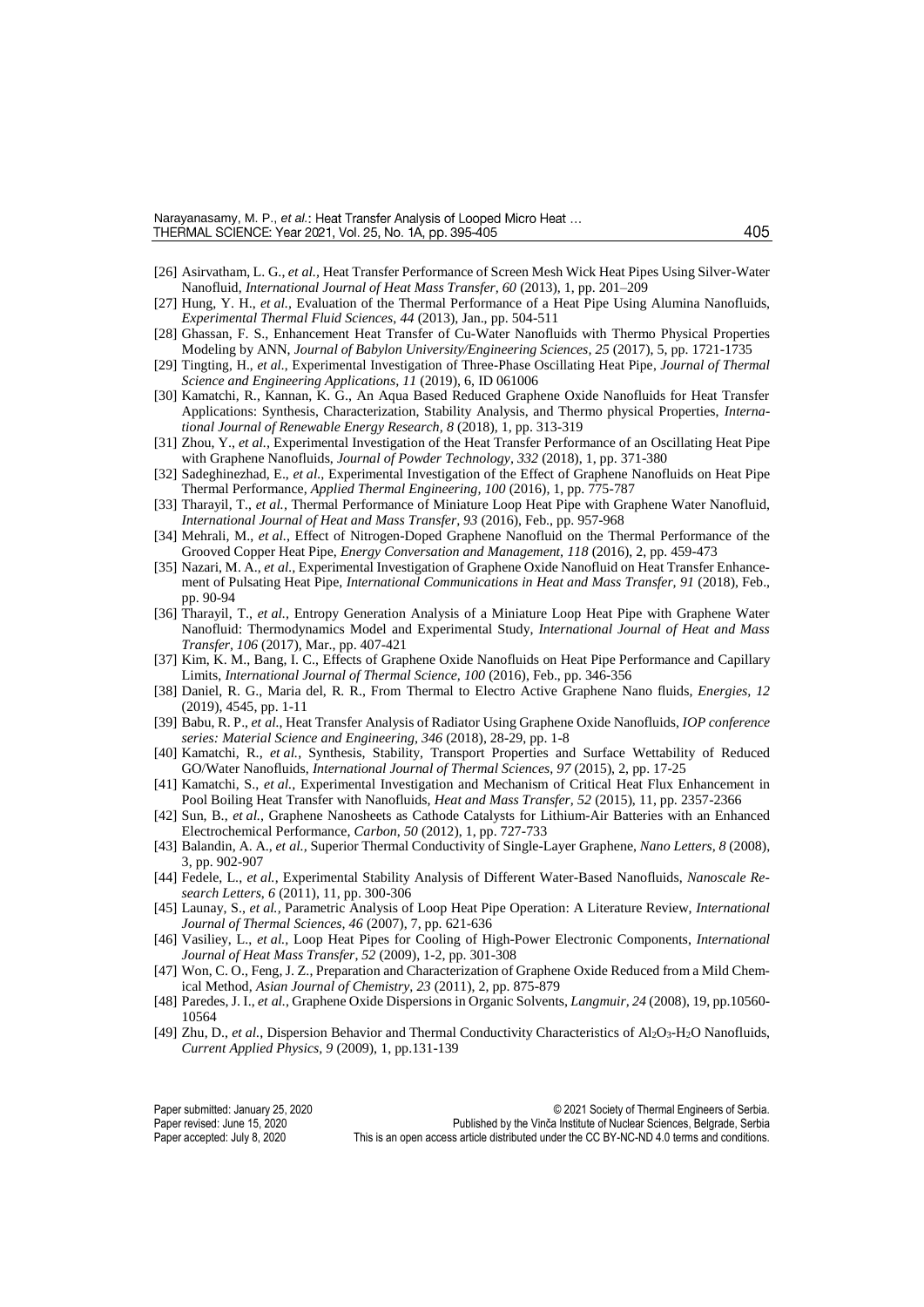[26] Asirvatham, L. G., *et al.*, Heat Transfer Performance of Screen Mesh Wick Heat Pipes Using Silver-Water Nanofluid, *International Journal of Heat Mass Transfer, 60* (2013), 1, pp. 201–209

[27] Hung, Y. H., *et al.*, Evaluation of the Thermal Performance of a Heat Pipe Using Alumina Nanofluids, *Experimental Thermal Fluid Sciences, 44* (2013), Jan., pp. 504-511

[28] Ghassan, F. S., Enhancement Heat Transfer of Cu-Water Nanofluids with Thermo Physical Properties Modeling by ANN, *Journal of Babylon University/Engineering Sciences, 25* (2017), 5, pp. 1721-1735

[29] Tingting, H., *et al.*, Experimental Investigation of Three-Phase Oscillating Heat Pipe, *Journal of Thermal Science and Engineering Applications, 11* (2019), 6, ID 061006

[30] Kamatchi, R., Kannan, K. G., An Aqua Based Reduced Graphene Oxide Nanofluids for Heat Transfer Applications: Synthesis, Characterization, Stability Analysis, and Thermo physical Properties, *International Journal of Renewable Energy Research, 8* (2018), 1, pp. 313-319

[31] Zhou, Y., *et al.*, Experimental Investigation of the Heat Transfer Performance of an Oscillating Heat Pipe with Graphene Nanofluids, *Journal of Powder Technology, 332* (2018), 1, pp. 371-380

[32] Sadeghinezhad, E., *et al.*, Experimental Investigation of the Effect of Graphene Nanofluids on Heat Pipe Thermal Performance, *Applied Thermal Engineering, 100* (2016), 1, pp. 775-787

[33] Tharayil, T., *et al.*, Thermal Performance of Miniature Loop Heat Pipe with Graphene Water Nanofluid, *International Journal of Heat and Mass Transfer, 93* (2016), Feb., pp. 957-968

[34] Mehrali, M., *et al.*, Effect of Nitrogen-Doped Graphene Nanofluid on the Thermal Performance of the Grooved Copper Heat Pipe, *Energy Conversation and Management, 118* (2016), 2, pp. 459-473

[35] Nazari, M. A., *et al.*, Experimental Investigation of Graphene Oxide Nanofluid on Heat Transfer Enhancement of Pulsating Heat Pipe, *International Communications in Heat and Mass Transfer, 91* (2018), Feb., pp. 90-94

[36] Tharayil, T., *et al.*, Entropy Generation Analysis of a Miniature Loop Heat Pipe with Graphene Water Nanofluid: Thermodynamics Model and Experimental Study, *International Journal of Heat and Mass Transfer, 106* (2017), Mar., pp. 407-421

[37] Kim, K. M., Bang, I. C., Effects of Graphene Oxide Nanofluids on Heat Pipe Performance and Capillary Limits, *International Journal of Thermal Science, 100* (2016), Feb., pp. 346-356

[38] Daniel, R. G., Maria del, R. R., From Thermal to Electro Active Graphene Nano fluids, *Energies, 12* (2019), 4545, pp. 1-11

[39] Babu, R. P., *et al.*, Heat Transfer Analysis of Radiator Using Graphene Oxide Nanofluids, *IOP conference series: Material Science and Engineering, 346* (2018), 28-29, pp. 1-8

[40] Kamatchi, R., *et al.*, Synthesis, Stability, Transport Properties and Surface Wettability of Reduced GO/Water Nanofluids, *International Journal of Thermal Sciences, 97* (2015), 2, pp. 17-25

[41] Kamatchi, S., *et al.*, Experimental Investigation and Mechanism of Critical Heat Flux Enhancement in Pool Boiling Heat Transfer with Nanofluids, *Heat and Mass Transfer, 52* (2015), 11, pp. 2357-2366

[42] Sun, B., *et al.*, Graphene Nanosheets as Cathode Catalysts for Lithium-Air Batteries with an Enhanced Electrochemical Performance, *Carbon, 50* (2012), 1, pp. 727-733

[43] Balandin, A. A., *et al.*, Superior Thermal Conductivity of Single-Layer Graphene, *Nano Letters, 8* (2008), 3, pp. 902-907

[44] Fedele, L., *et al.*, Experimental Stability Analysis of Different Water-Based Nanofluids, *Nanoscale Research Letters, 6* (2011), 11, pp. 300-306

[45] Launay, S., *et al.*, Parametric Analysis of Loop Heat Pipe Operation: A Literature Review, *International Journal of Thermal Sciences, 46* (2007), 7, pp. 621-636

[46] Vasiliey, L., *et al.*, Loop Heat Pipes for Cooling of High-Power Electronic Components, *International Journal of Heat Mass Transfer, 52* (2009), 1-2, pp. 301-308

[47] Won, C. O., Feng, J. Z., Preparation and Characterization of Graphene Oxide Reduced from a Mild Chemical Method, *Asian Journal of Chemistry, 23* (2011), 2, pp. 875-879

[48] Paredes, J. I., *et al.*, Graphene Oxide Dispersions in Organic Solvents, *Langmuir, 24* (2008), 19, pp.10560-10564

[49] Zhu, D., *et al.*, Dispersion Behavior and Thermal Conductivity Characteristics of $Al_2O_3$-$H_2O$ Nanofluids, *Current Applied Physics, 9* (2009), 1, pp.131-139

Paper submitted: January 25, 2020
Paper revised: June 15, 2020
Paper accepted: July 8, 2020

© 2021 Society of Thermal Engineers of Serbia.
Published by the Vinča Institute of Nuclear Sciences, Belgrade, Serbia
This is an open access article distributed under the CC BY-NC-ND 4.0 terms and conditions.